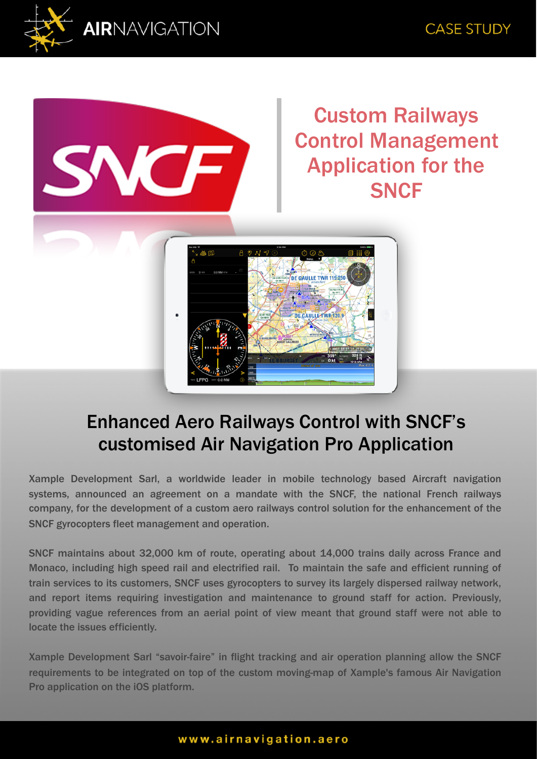AIRNAVIGATION

CASE STUDY

# Custom Railways Control Management Application for the SNCF

## Enhanced Aero Railways Control with SNCF's customised Air Navigation Pro Application

Xample Development Sarl, a worldwide leader in mobile technology based Aircraft navigation systems, announced an agreement on a mandate with the SNCF, the national French railways company, for the development of a custom aero railways control solution for the enhancement of the SNCF gyrocopters fleet management and operation.

SNCF maintains about 32,000 km of route, operating about 14,000 trains daily across France and Monaco, including high speed rail and electrified rail. To maintain the safe and efficient running of train services to its customers, SNCF uses gyrocopters to survey its largely dispersed railway network, and report items requiring investigation and maintenance to ground staff for action. Previously, providing vague references from an aerial point of view meant that ground staff were not able to locate the issues efficiently.

Xample Development Sarl "savoir-faire" in flight tracking and air operation planning allow the SNCF requirements to be integrated on top of the custom moving-map of Xample's famous Air Navigation Pro application on the iOS platform.

www.airnavigation.aero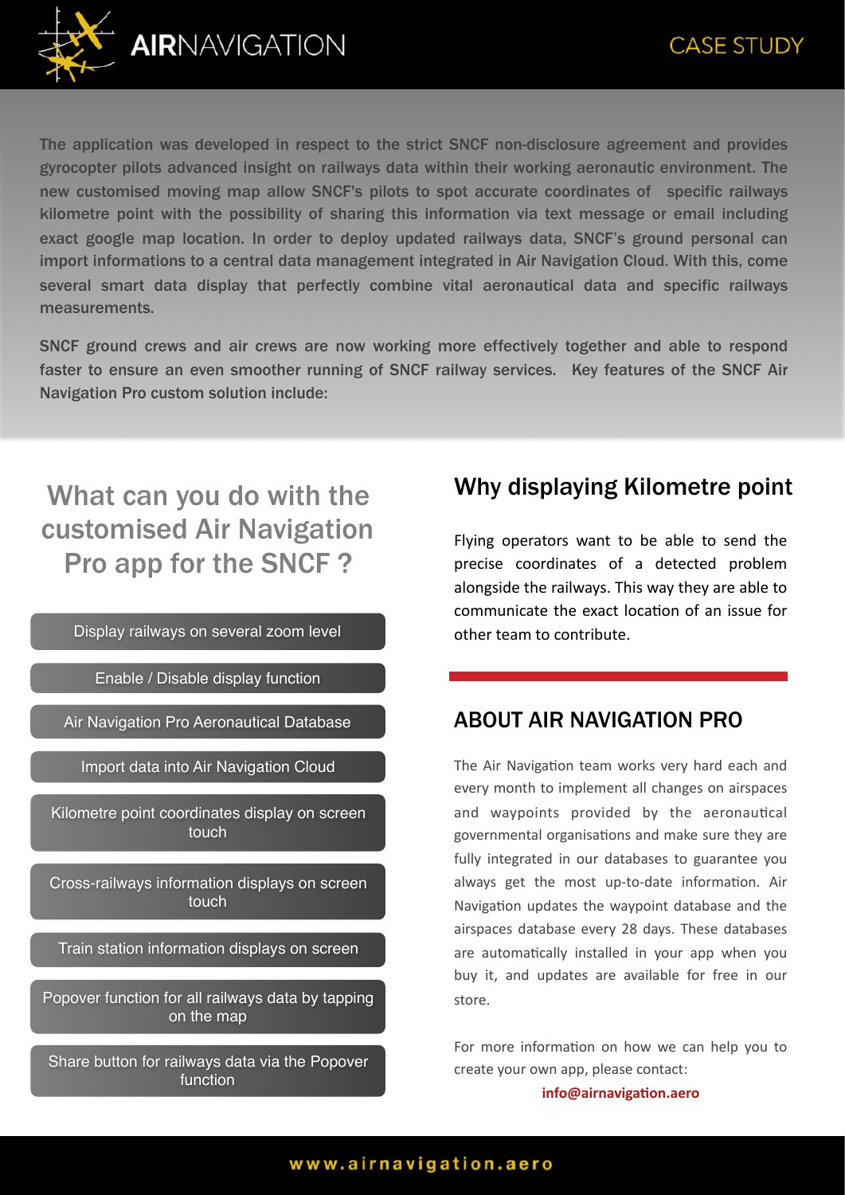AIRNAVIGATION

CASE STUDY

The application was developed in respect to the strict SNCF non-disclosure agreement and provides gyrocopter pilots advanced insight on railways data within their working aeronautic environment. The new customised moving map allow SNCF's pilots to spot accurate coordinates of specific railways kilometre point with the possibility of sharing this information via text message or email including exact google map location. In order to deploy updated railways data, SNCF's ground personal can import informations to a central data management integrated in Air Navigation Cloud. With this, come several smart data display that perfectly combine vital aeronautical data and specific railways measurements.

SNCF ground crews and air crews are now working more effectively together and able to respond faster to ensure an even smoother running of SNCF railway services. Key features of the SNCF Air Navigation Pro custom solution include:

## What can you do with the customised Air Navigation Pro app for the SNCF ?

- Display railways on several zoom level
- Enable / Disable display function
- Air Navigation Pro Aeronautical Database
- Import data into Air Navigation Cloud
- Kilometre point coordinates display on screen touch
- Cross-railways information displays on screen touch
- Train station information displays on screen
- Popover function for all railways data by tapping on the map
- Share button for railways data via the Popover function

## Why displaying Kilometre point

Flying operators want to be able to send the precise coordinates of a detected problem alongside the railways. This way they are able to communicate the exact location of an issue for other team to contribute.

## ABOUT AIR NAVIGATION PRO

The Air Navigation team works very hard each and every month to implement all changes on airspaces and waypoints provided by the aeronautical governmental organisations and make sure they are fully integrated in our databases to guarantee you always get the most up-to-date information. Air Navigation updates the waypoint database and the airspaces database every 28 days. These databases are automatically installed in your app when you buy it, and updates are available for free in our store.

For more information on how we can help you to create your own app, please contact:

**info@airnavigation.aero**

www.airnavigation.aero